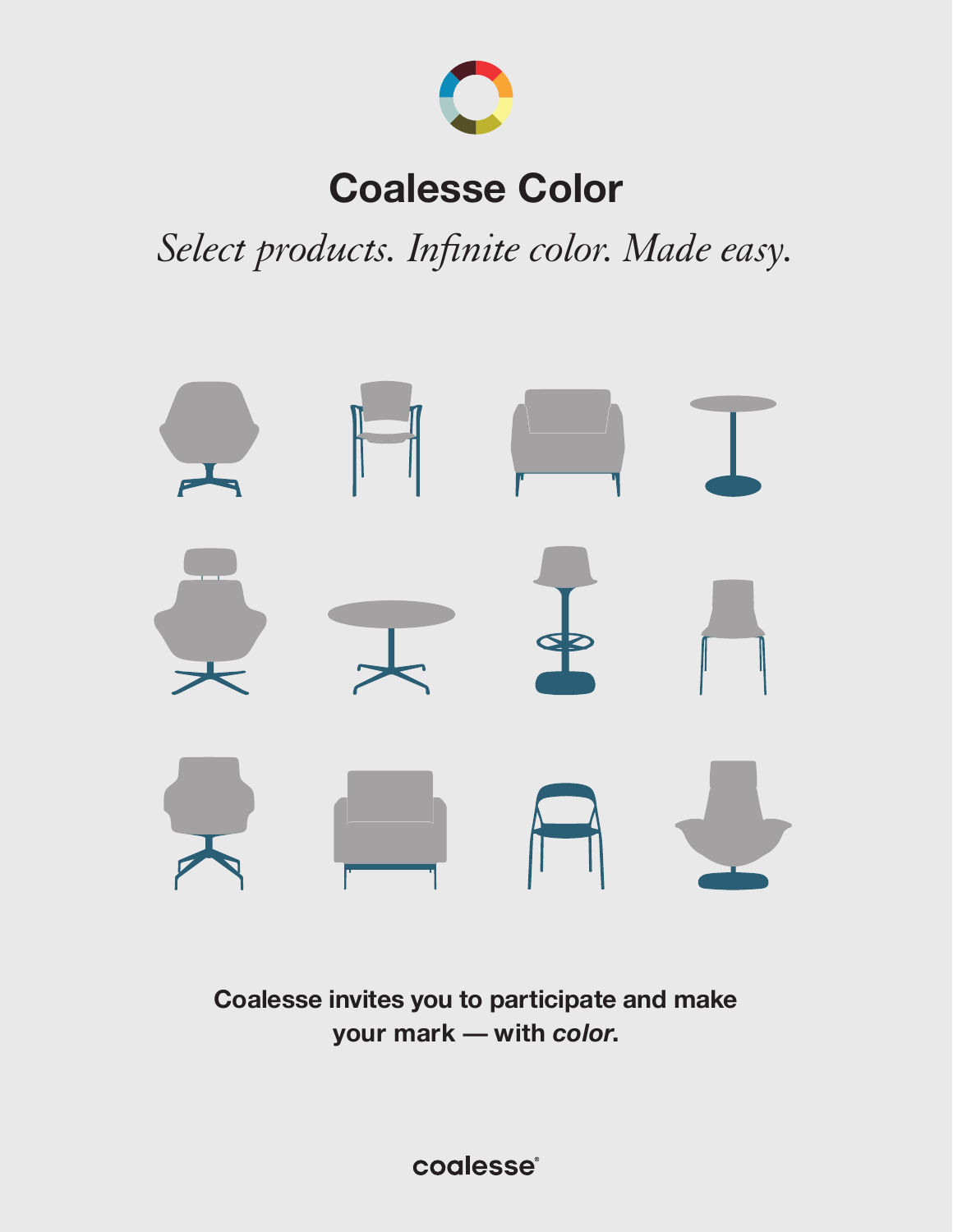# Coalesse Color

*Select products. Infinite color. Made easy.*

**Coalesse invites you to participate and make your mark — with *color.***

coalesse®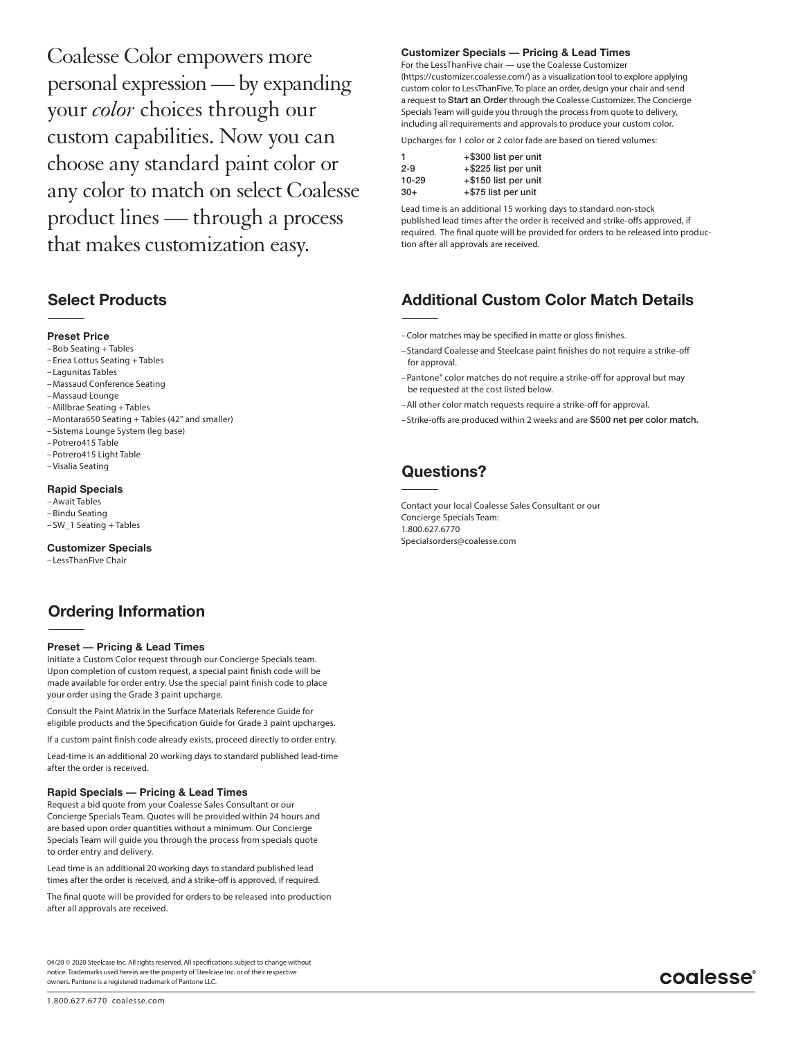Coalesse Color empowers more personal expression — by expanding your *color* choices through our custom capabilities. Now you can choose any standard paint color or any color to match on select Coalesse product lines — through a process that makes customization easy.

## Select Products

### Preset Price

- Bob Seating + Tables
- Enea Lottus Seating + Tables
- Lagunitas Tables
- Massaud Conference Seating
- Massaud Lounge
- Millbrae Seating + Tables
- Montara650 Seating + Tables (42" and smaller)
- Sistema Lounge System (leg base)
- Potrero415 Table
- Potrero415 Light Table
- Visalia Seating

### Rapid Specials

- Await Tables
- Bindu Seating
- SW_1 Seating + Tables

### Customizer Specials

- LessThanFive Chair

## Ordering Information

### Preset — Pricing & Lead Times

Initiate a Custom Color request through our Concierge Specials team. Upon completion of custom request, a special paint finish code will be made available for order entry. Use the special paint finish code to place your order using the Grade 3 paint upcharge.

Consult the Paint Matrix in the Surface Materials Reference Guide for eligible products and the Specification Guide for Grade 3 paint upcharges.

If a custom paint finish code already exists, proceed directly to order entry.

Lead-time is an additional 20 working days to standard published lead-time after the order is received.

### Rapid Specials — Pricing & Lead Times

Request a bid quote from your Coalesse Sales Consultant or our Concierge Specials Team. Quotes will be provided within 24 hours and are based upon order quantities without a minimum. Our Concierge Specials Team will guide you through the process from specials quote to order entry and delivery.

Lead time is an additional 20 working days to standard published lead times after the order is received, and a strike-off is approved, if required.

The final quote will be provided for orders to be released into production after all approvals are received.

### Customizer Specials — Pricing & Lead Times

For the LessThanFive chair — use the Coalesse Customizer (https://customizer.coalesse.com/) as a visualization tool to explore applying custom color to LessThanFive. To place an order, design your chair and send a request to Start an Order through the Coalesse Customizer. The Concierge Specials Team will guide you through the process from quote to delivery, including all requirements and approvals to produce your custom color.

Upcharges for 1 color or 2 color fade are based on tiered volumes:

| | |
|---|---|
| 1 | +$300 list per unit |
| 2-9 | +$225 list per unit |
| 10-29 | +$150 list per unit |
| 30+ | +$75 list per unit |

Lead time is an additional 15 working days to standard non-stock published lead times after the order is received and strike-offs approved, if required. The final quote will be provided for orders to be released into production after all approvals are received.

## Additional Custom Color Match Details

- Color matches may be specified in matte or gloss finishes.
- Standard Coalesse and Steelcase paint finishes do not require a strike-off for approval.
- Pantone® color matches do not require a strike-off for approval but may be requested at the cost listed below.
- All other color match requests require a strike-off for approval.
- Strike-offs are produced within 2 weeks and are $500 net per color match.

## Questions?

Contact your local Coalesse Sales Consultant or our Concierge Specials Team:
1.800.627.6770
Specialsorders@coalesse.com

04/20 © 2020 Steelcase Inc. All rights reserved. All specifications subject to change without notice. Trademarks used herein are the property of Steelcase Inc. or of their respective owners. Pantone is a registered trademark of Pantone LLC.

coalesse®

1.800.627.6770 coalesse.com